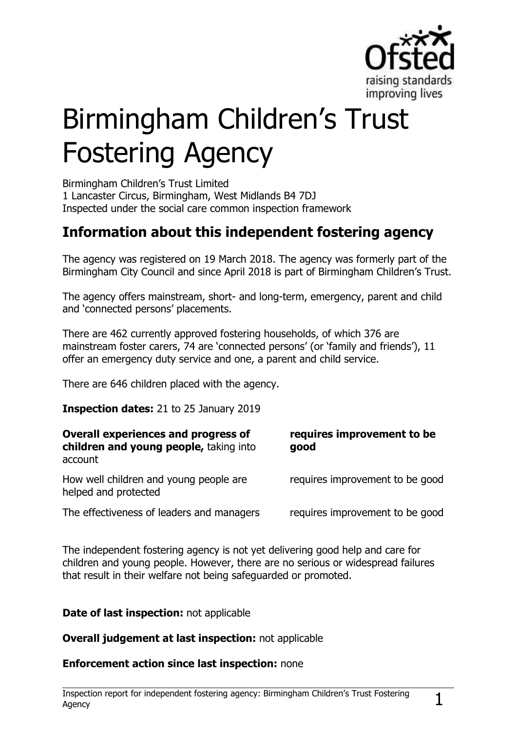# Birmingham Children's Trust Fostering Agency

Birmingham Children's Trust Limited
1 Lancaster Circus, Birmingham, West Midlands B4 7DJ
Inspected under the social care common inspection framework

## Information about this independent fostering agency

The agency was registered on 19 March 2018. The agency was formerly part of the Birmingham City Council and since April 2018 is part of Birmingham Children's Trust.

The agency offers mainstream, short- and long-term, emergency, parent and child and 'connected persons' placements.

There are 462 currently approved fostering households, of which 376 are mainstream foster carers, 74 are 'connected persons' (or 'family and friends'), 11 offer an emergency duty service and one, a parent and child service.

There are 646 children placed with the agency.

**Inspection dates:** 21 to 25 January 2019

| | |
|---|---|
| **Overall experiences and progress of children and young people,** taking into account | **requires improvement to be good** |
| How well children and young people are helped and protected | requires improvement to be good |
| The effectiveness of leaders and managers | requires improvement to be good |

The independent fostering agency is not yet delivering good help and care for children and young people. However, there are no serious or widespread failures that result in their welfare not being safeguarded or promoted.

**Date of last inspection:** not applicable

**Overall judgement at last inspection:** not applicable

**Enforcement action since last inspection:** none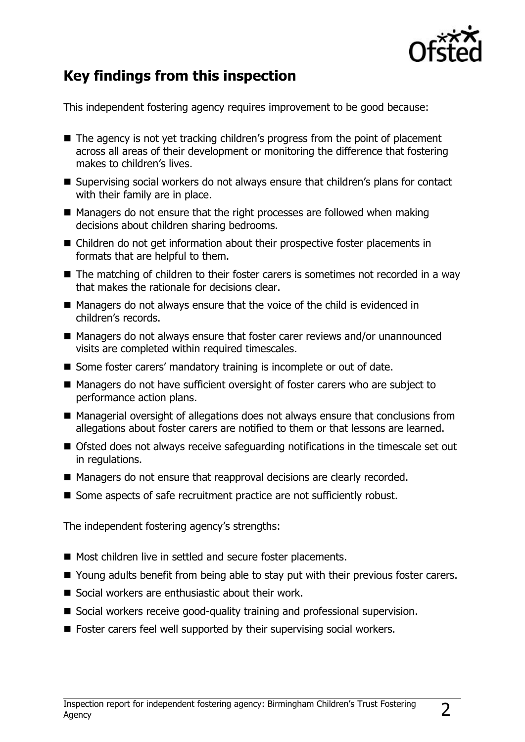## Key findings from this inspection

This independent fostering agency requires improvement to be good because:

- The agency is not yet tracking children's progress from the point of placement across all areas of their development or monitoring the difference that fostering makes to children's lives.
- Supervising social workers do not always ensure that children's plans for contact with their family are in place.
- Managers do not ensure that the right processes are followed when making decisions about children sharing bedrooms.
- Children do not get information about their prospective foster placements in formats that are helpful to them.
- The matching of children to their foster carers is sometimes not recorded in a way that makes the rationale for decisions clear.
- Managers do not always ensure that the voice of the child is evidenced in children's records.
- Managers do not always ensure that foster carer reviews and/or unannounced visits are completed within required timescales.
- Some foster carers' mandatory training is incomplete or out of date.
- Managers do not have sufficient oversight of foster carers who are subject to performance action plans.
- Managerial oversight of allegations does not always ensure that conclusions from allegations about foster carers are notified to them or that lessons are learned.
- Ofsted does not always receive safeguarding notifications in the timescale set out in regulations.
- Managers do not ensure that reapproval decisions are clearly recorded.
- Some aspects of safe recruitment practice are not sufficiently robust.

The independent fostering agency's strengths:

- Most children live in settled and secure foster placements.
- Young adults benefit from being able to stay put with their previous foster carers.
- Social workers are enthusiastic about their work.
- Social workers receive good-quality training and professional supervision.
- Foster carers feel well supported by their supervising social workers.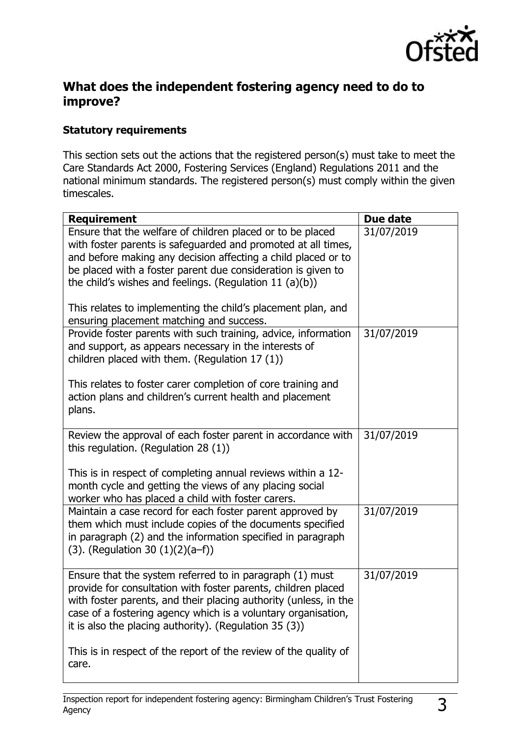## What does the independent fostering agency need to do to improve?

### Statutory requirements

This section sets out the actions that the registered person(s) must take to meet the Care Standards Act 2000, Fostering Services (England) Regulations 2011 and the national minimum standards. The registered person(s) must comply within the given timescales.

| Requirement | Due date |
| --- | --- |
| Ensure that the welfare of children placed or to be placed with foster parents is safeguarded and promoted at all times, and before making any decision affecting a child placed or to be placed with a foster parent due consideration is given to the child's wishes and feelings. (Regulation 11 (a)(b))<br><br>This relates to implementing the child's placement plan, and ensuring placement matching and success. | 31/07/2019 |
| Provide foster parents with such training, advice, information and support, as appears necessary in the interests of children placed with them. (Regulation 17 (1))<br><br>This relates to foster carer completion of core training and action plans and children's current health and placement plans. | 31/07/2019 |
| Review the approval of each foster parent in accordance with this regulation. (Regulation 28 (1))<br><br>This is in respect of completing annual reviews within a 12-month cycle and getting the views of any placing social worker who has placed a child with foster carers. | 31/07/2019 |
| Maintain a case record for each foster parent approved by them which must include copies of the documents specified in paragraph (2) and the information specified in paragraph (3). (Regulation 30 (1)(2)(a–f)) | 31/07/2019 |
| Ensure that the system referred to in paragraph (1) must provide for consultation with foster parents, children placed with foster parents, and their placing authority (unless, in the case of a fostering agency which is a voluntary organisation, it is also the placing authority). (Regulation 35 (3))<br><br>This is in respect of the report of the review of the quality of care. | 31/07/2019 |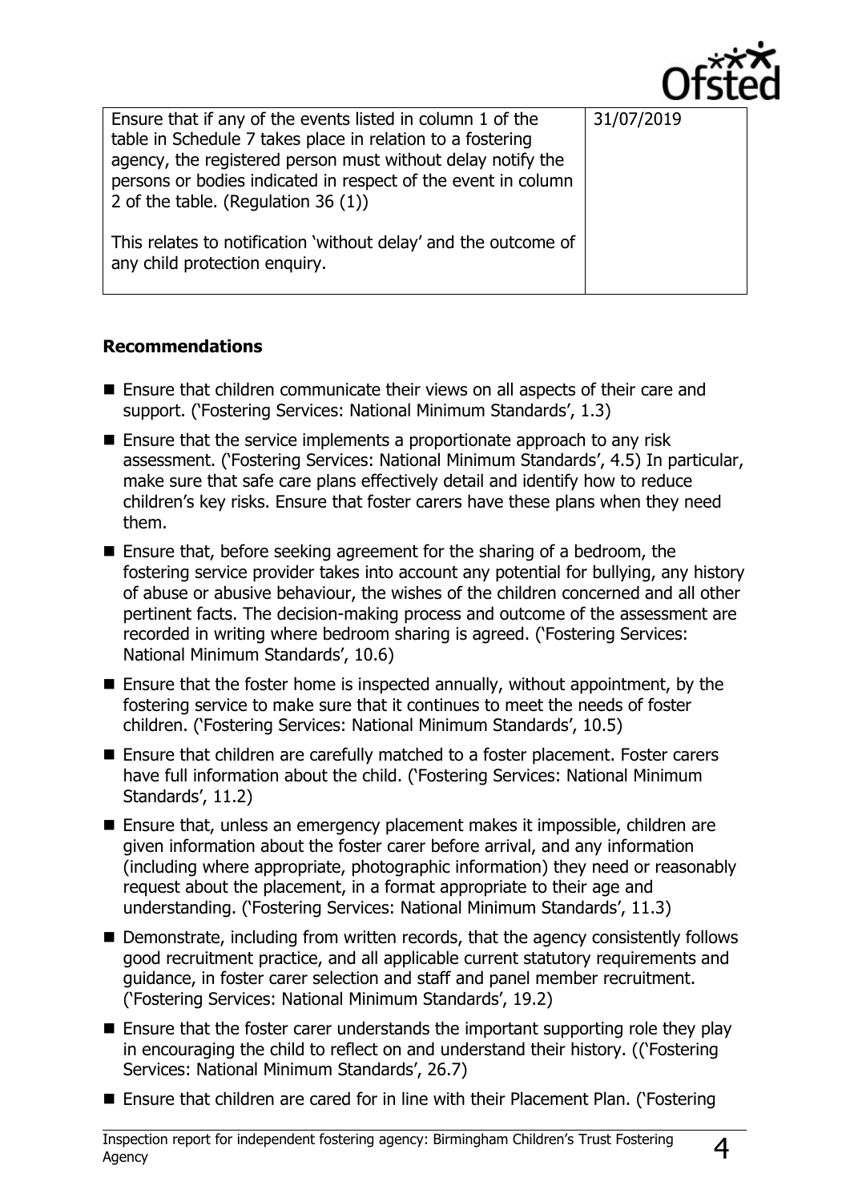| | |
|---|---|
| Ensure that if any of the events listed in column 1 of the table in Schedule 7 takes place in relation to a fostering agency, the registered person must without delay notify the persons or bodies indicated in respect of the event in column 2 of the table. (Regulation 36 (1))<br><br>This relates to notification 'without delay' and the outcome of any child protection enquiry. | 31/07/2019 |

**Recommendations**

- Ensure that children communicate their views on all aspects of their care and support. ('Fostering Services: National Minimum Standards', 1.3)
- Ensure that the service implements a proportionate approach to any risk assessment. ('Fostering Services: National Minimum Standards', 4.5) In particular, make sure that safe care plans effectively detail and identify how to reduce children's key risks. Ensure that foster carers have these plans when they need them.
- Ensure that, before seeking agreement for the sharing of a bedroom, the fostering service provider takes into account any potential for bullying, any history of abuse or abusive behaviour, the wishes of the children concerned and all other pertinent facts. The decision-making process and outcome of the assessment are recorded in writing where bedroom sharing is agreed. ('Fostering Services: National Minimum Standards', 10.6)
- Ensure that the foster home is inspected annually, without appointment, by the fostering service to make sure that it continues to meet the needs of foster children. ('Fostering Services: National Minimum Standards', 10.5)
- Ensure that children are carefully matched to a foster placement. Foster carers have full information about the child. ('Fostering Services: National Minimum Standards', 11.2)
- Ensure that, unless an emergency placement makes it impossible, children are given information about the foster carer before arrival, and any information (including where appropriate, photographic information) they need or reasonably request about the placement, in a format appropriate to their age and understanding. ('Fostering Services: National Minimum Standards', 11.3)
- Demonstrate, including from written records, that the agency consistently follows good recruitment practice, and all applicable current statutory requirements and guidance, in foster carer selection and staff and panel member recruitment. ('Fostering Services: National Minimum Standards', 19.2)
- Ensure that the foster carer understands the important supporting role they play in encouraging the child to reflect on and understand their history. (('Fostering Services: National Minimum Standards', 26.7)
- Ensure that children are cared for in line with their Placement Plan. ('Fostering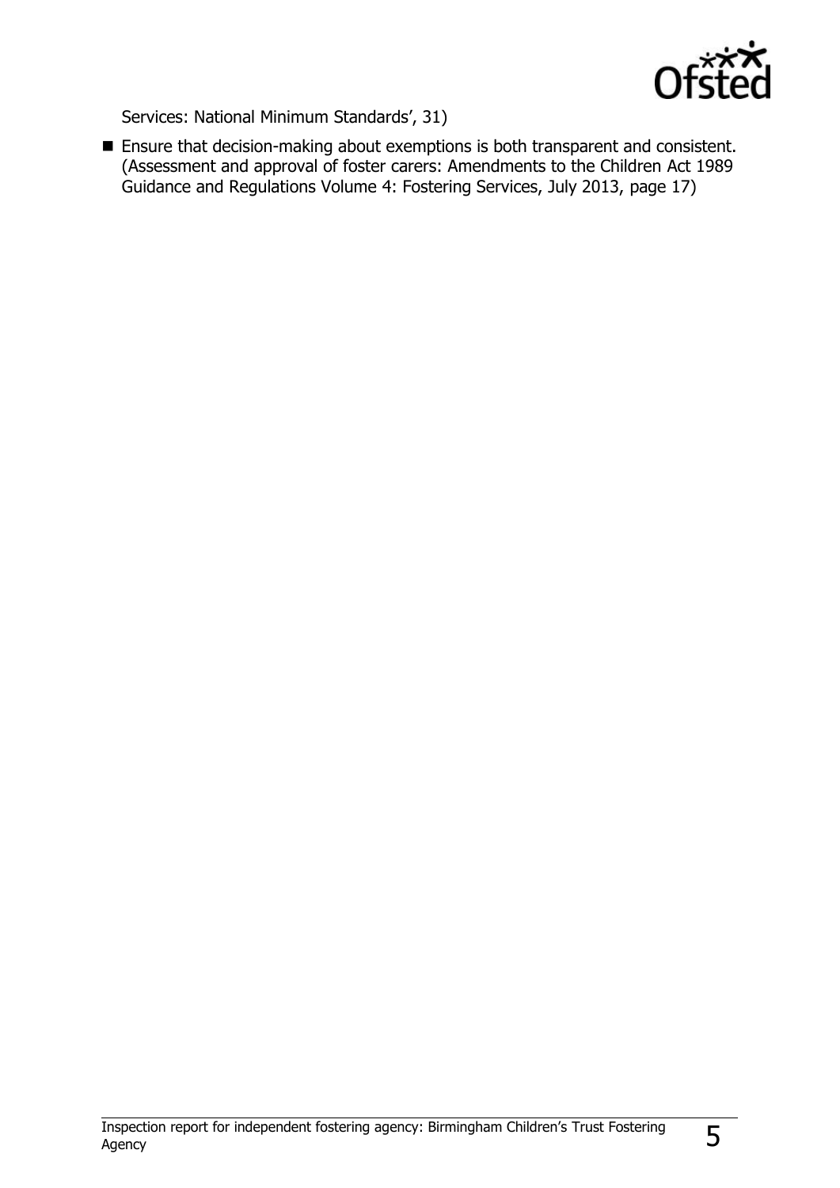Services: National Minimum Standards', 31)

- Ensure that decision-making about exemptions is both transparent and consistent. (Assessment and approval of foster carers: Amendments to the Children Act 1989 Guidance and Regulations Volume 4: Fostering Services, July 2013, page 17)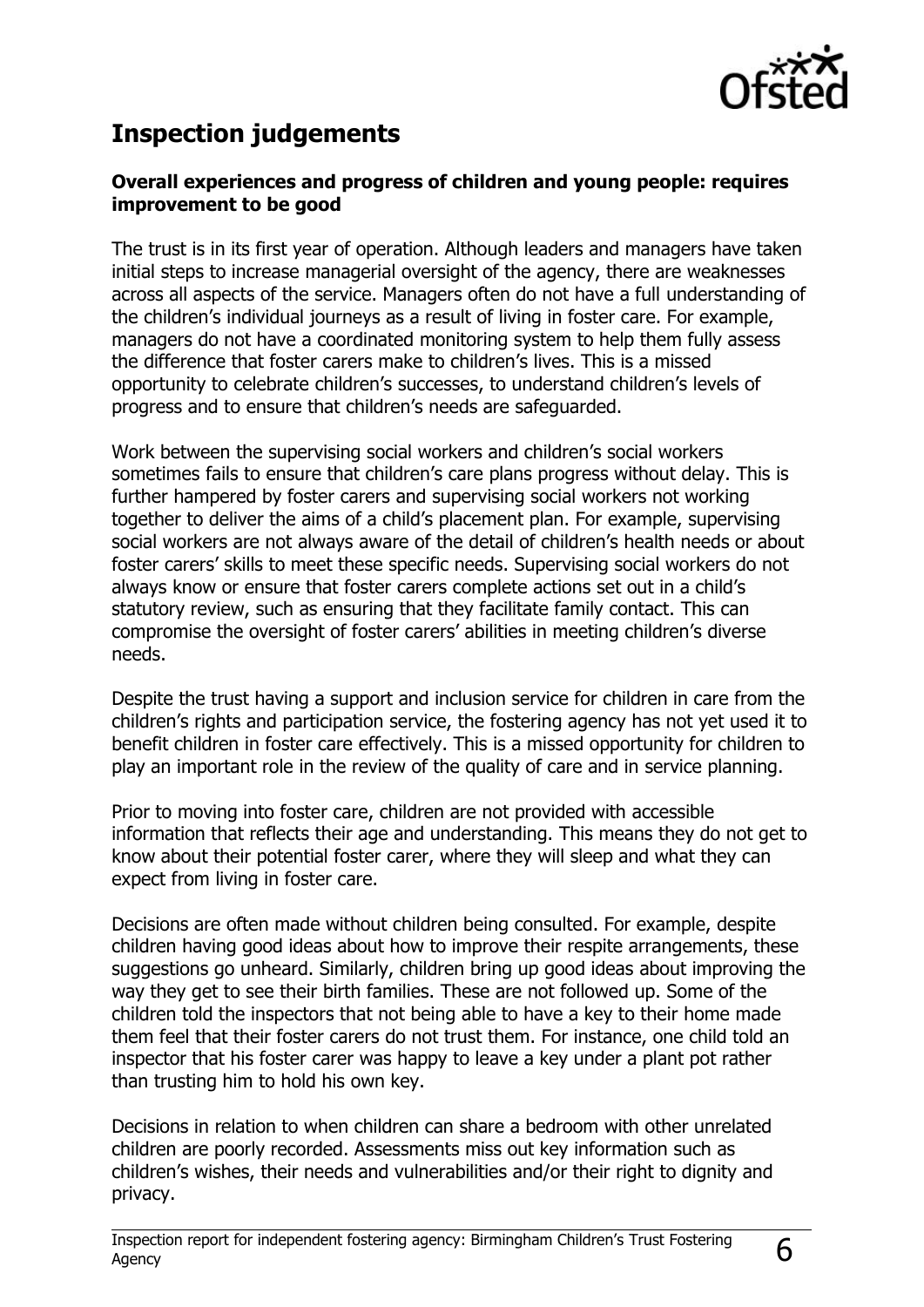## Inspection judgements

**Overall experiences and progress of children and young people: requires improvement to be good**

The trust is in its first year of operation. Although leaders and managers have taken initial steps to increase managerial oversight of the agency, there are weaknesses across all aspects of the service. Managers often do not have a full understanding of the children's individual journeys as a result of living in foster care. For example, managers do not have a coordinated monitoring system to help them fully assess the difference that foster carers make to children's lives. This is a missed opportunity to celebrate children's successes, to understand children's levels of progress and to ensure that children's needs are safeguarded.

Work between the supervising social workers and children's social workers sometimes fails to ensure that children's care plans progress without delay. This is further hampered by foster carers and supervising social workers not working together to deliver the aims of a child's placement plan. For example, supervising social workers are not always aware of the detail of children's health needs or about foster carers' skills to meet these specific needs. Supervising social workers do not always know or ensure that foster carers complete actions set out in a child's statutory review, such as ensuring that they facilitate family contact. This can compromise the oversight of foster carers' abilities in meeting children's diverse needs.

Despite the trust having a support and inclusion service for children in care from the children's rights and participation service, the fostering agency has not yet used it to benefit children in foster care effectively. This is a missed opportunity for children to play an important role in the review of the quality of care and in service planning.

Prior to moving into foster care, children are not provided with accessible information that reflects their age and understanding. This means they do not get to know about their potential foster carer, where they will sleep and what they can expect from living in foster care.

Decisions are often made without children being consulted. For example, despite children having good ideas about how to improve their respite arrangements, these suggestions go unheard. Similarly, children bring up good ideas about improving the way they get to see their birth families. These are not followed up. Some of the children told the inspectors that not being able to have a key to their home made them feel that their foster carers do not trust them. For instance, one child told an inspector that his foster carer was happy to leave a key under a plant pot rather than trusting him to hold his own key.

Decisions in relation to when children can share a bedroom with other unrelated children are poorly recorded. Assessments miss out key information such as children's wishes, their needs and vulnerabilities and/or their right to dignity and privacy.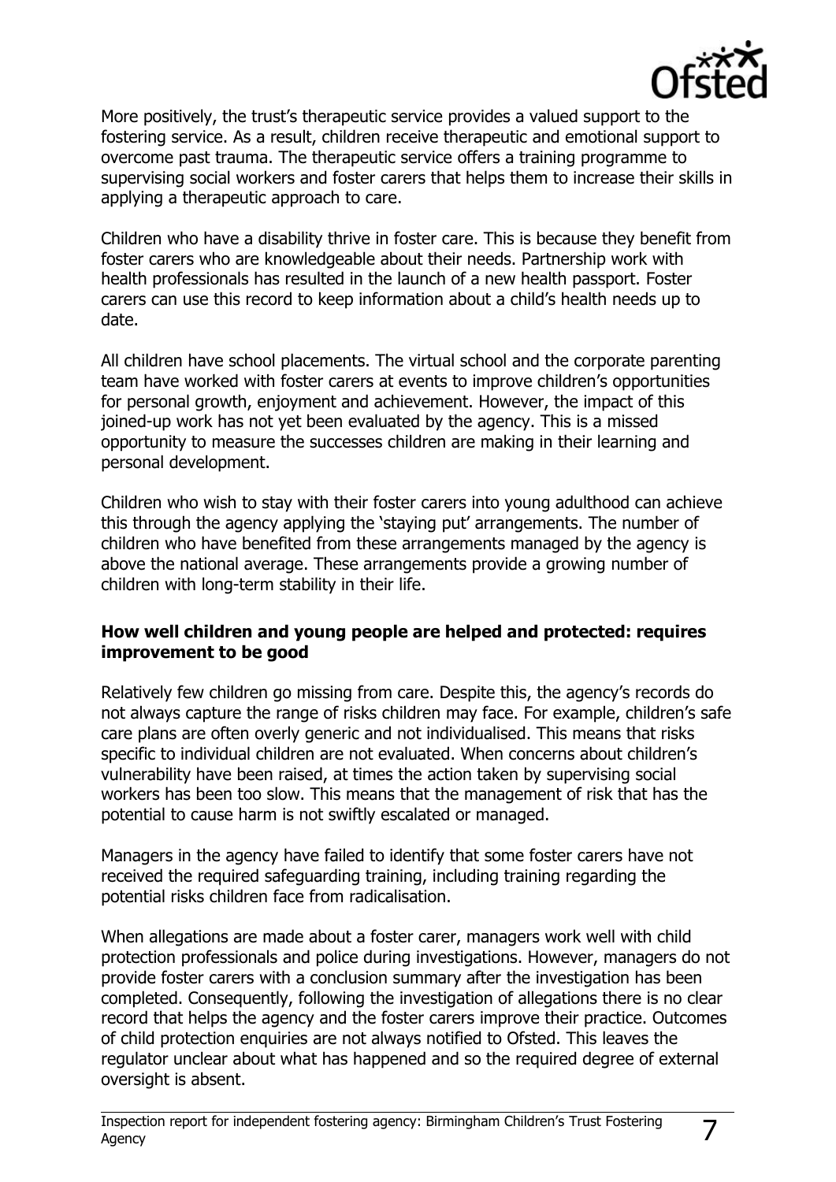More positively, the trust's therapeutic service provides a valued support to the fostering service. As a result, children receive therapeutic and emotional support to overcome past trauma. The therapeutic service offers a training programme to supervising social workers and foster carers that helps them to increase their skills in applying a therapeutic approach to care.

Children who have a disability thrive in foster care. This is because they benefit from foster carers who are knowledgeable about their needs. Partnership work with health professionals has resulted in the launch of a new health passport. Foster carers can use this record to keep information about a child's health needs up to date.

All children have school placements. The virtual school and the corporate parenting team have worked with foster carers at events to improve children's opportunities for personal growth, enjoyment and achievement. However, the impact of this joined-up work has not yet been evaluated by the agency. This is a missed opportunity to measure the successes children are making in their learning and personal development.

Children who wish to stay with their foster carers into young adulthood can achieve this through the agency applying the 'staying put' arrangements. The number of children who have benefited from these arrangements managed by the agency is above the national average. These arrangements provide a growing number of children with long-term stability in their life.

**How well children and young people are helped and protected: requires improvement to be good**

Relatively few children go missing from care. Despite this, the agency's records do not always capture the range of risks children may face. For example, children's safe care plans are often overly generic and not individualised. This means that risks specific to individual children are not evaluated. When concerns about children's vulnerability have been raised, at times the action taken by supervising social workers has been too slow. This means that the management of risk that has the potential to cause harm is not swiftly escalated or managed.

Managers in the agency have failed to identify that some foster carers have not received the required safeguarding training, including training regarding the potential risks children face from radicalisation.

When allegations are made about a foster carer, managers work well with child protection professionals and police during investigations. However, managers do not provide foster carers with a conclusion summary after the investigation has been completed. Consequently, following the investigation of allegations there is no clear record that helps the agency and the foster carers improve their practice. Outcomes of child protection enquiries are not always notified to Ofsted. This leaves the regulator unclear about what has happened and so the required degree of external oversight is absent.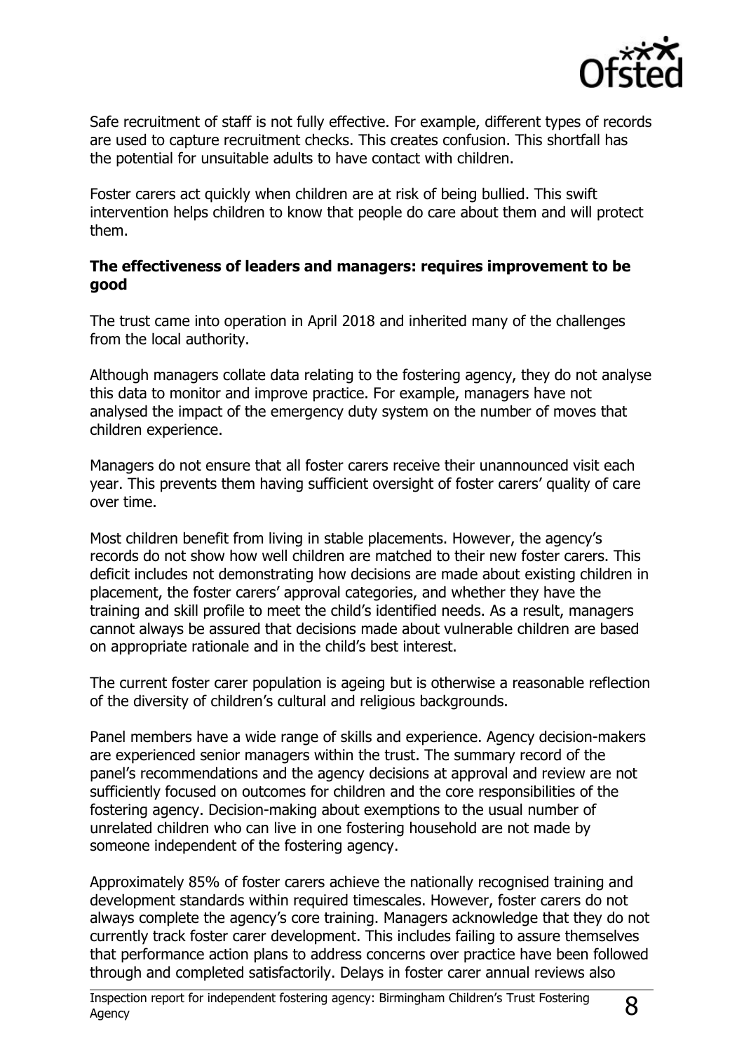Safe recruitment of staff is not fully effective. For example, different types of records are used to capture recruitment checks. This creates confusion. This shortfall has the potential for unsuitable adults to have contact with children.

Foster carers act quickly when children are at risk of being bullied. This swift intervention helps children to know that people do care about them and will protect them.

**The effectiveness of leaders and managers: requires improvement to be good**

The trust came into operation in April 2018 and inherited many of the challenges from the local authority.

Although managers collate data relating to the fostering agency, they do not analyse this data to monitor and improve practice. For example, managers have not analysed the impact of the emergency duty system on the number of moves that children experience.

Managers do not ensure that all foster carers receive their unannounced visit each year. This prevents them having sufficient oversight of foster carers' quality of care over time.

Most children benefit from living in stable placements. However, the agency's records do not show how well children are matched to their new foster carers. This deficit includes not demonstrating how decisions are made about existing children in placement, the foster carers' approval categories, and whether they have the training and skill profile to meet the child's identified needs. As a result, managers cannot always be assured that decisions made about vulnerable children are based on appropriate rationale and in the child's best interest.

The current foster carer population is ageing but is otherwise a reasonable reflection of the diversity of children's cultural and religious backgrounds.

Panel members have a wide range of skills and experience. Agency decision-makers are experienced senior managers within the trust. The summary record of the panel's recommendations and the agency decisions at approval and review are not sufficiently focused on outcomes for children and the core responsibilities of the fostering agency. Decision-making about exemptions to the usual number of unrelated children who can live in one fostering household are not made by someone independent of the fostering agency.

Approximately 85% of foster carers achieve the nationally recognised training and development standards within required timescales. However, foster carers do not always complete the agency's core training. Managers acknowledge that they do not currently track foster carer development. This includes failing to assure themselves that performance action plans to address concerns over practice have been followed through and completed satisfactorily. Delays in foster carer annual reviews also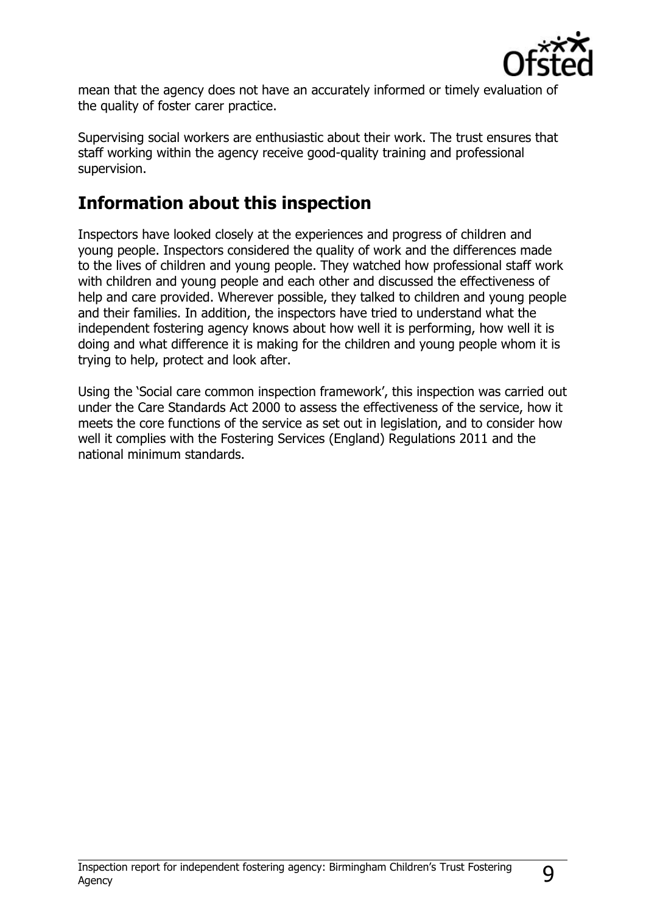mean that the agency does not have an accurately informed or timely evaluation of the quality of foster carer practice.

Supervising social workers are enthusiastic about their work. The trust ensures that staff working within the agency receive good-quality training and professional supervision.

## Information about this inspection

Inspectors have looked closely at the experiences and progress of children and young people. Inspectors considered the quality of work and the differences made to the lives of children and young people. They watched how professional staff work with children and young people and each other and discussed the effectiveness of help and care provided. Wherever possible, they talked to children and young people and their families. In addition, the inspectors have tried to understand what the independent fostering agency knows about how well it is performing, how well it is doing and what difference it is making for the children and young people whom it is trying to help, protect and look after.

Using the 'Social care common inspection framework', this inspection was carried out under the Care Standards Act 2000 to assess the effectiveness of the service, how it meets the core functions of the service as set out in legislation, and to consider how well it complies with the Fostering Services (England) Regulations 2011 and the national minimum standards.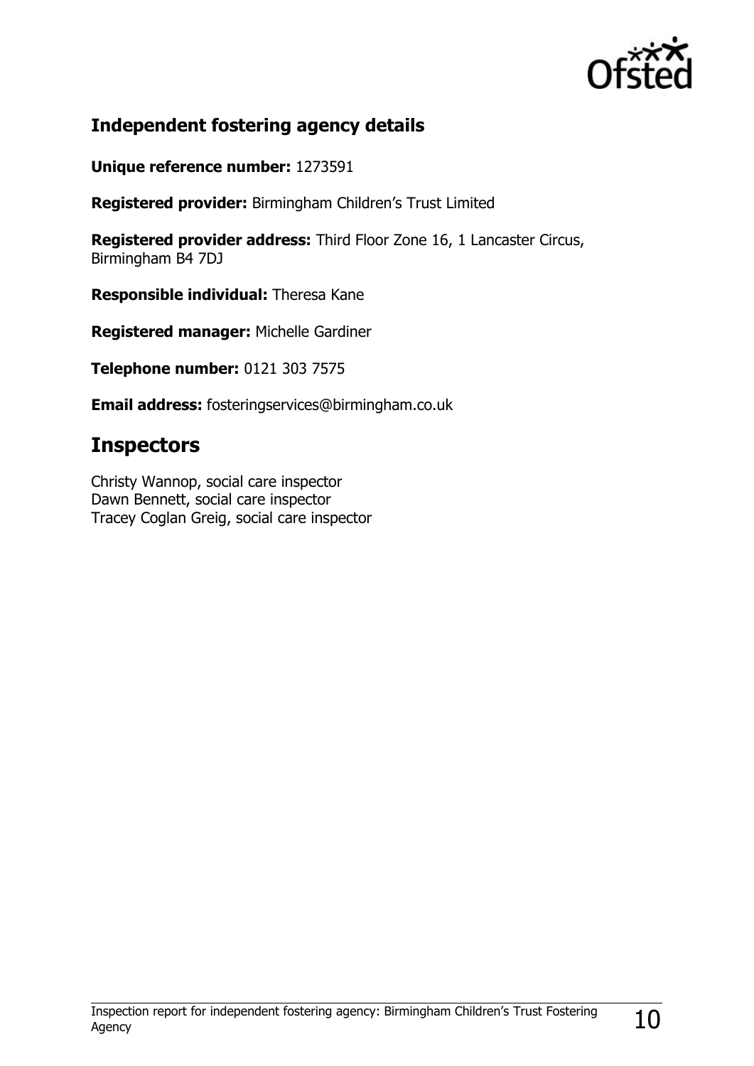## Independent fostering agency details

**Unique reference number:** 1273591

**Registered provider:** Birmingham Children's Trust Limited

**Registered provider address:** Third Floor Zone 16, 1 Lancaster Circus, Birmingham B4 7DJ

**Responsible individual:** Theresa Kane

**Registered manager:** Michelle Gardiner

**Telephone number:** 0121 303 7575

**Email address:** fosteringservices@birmingham.co.uk

# Inspectors

Christy Wannop, social care inspector
Dawn Bennett, social care inspector
Tracey Coglan Greig, social care inspector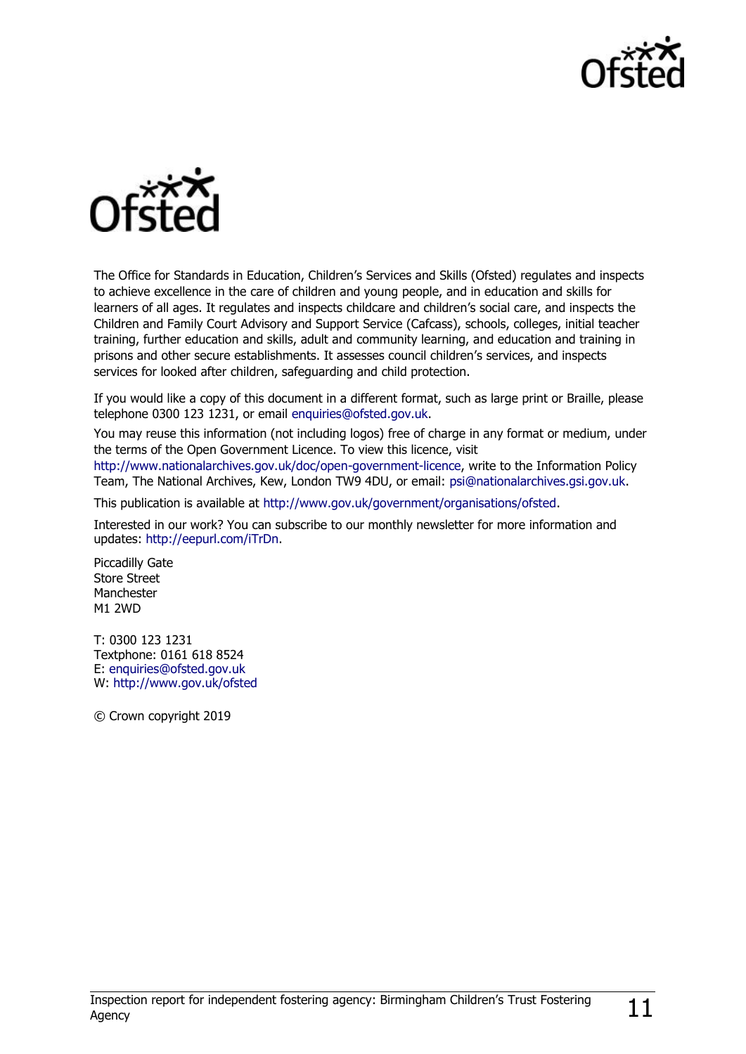The Office for Standards in Education, Children's Services and Skills (Ofsted) regulates and inspects to achieve excellence in the care of children and young people, and in education and skills for learners of all ages. It regulates and inspects childcare and children's social care, and inspects the Children and Family Court Advisory and Support Service (Cafcass), schools, colleges, initial teacher training, further education and skills, adult and community learning, and education and training in prisons and other secure establishments. It assesses council children's services, and inspects services for looked after children, safeguarding and child protection.

If you would like a copy of this document in a different format, such as large print or Braille, please telephone 0300 123 1231, or email enquiries@ofsted.gov.uk.

You may reuse this information (not including logos) free of charge in any format or medium, under the terms of the Open Government Licence. To view this licence, visit http://www.nationalarchives.gov.uk/doc/open-government-licence, write to the Information Policy Team, The National Archives, Kew, London TW9 4DU, or email: psi@nationalarchives.gsi.gov.uk.

This publication is available at http://www.gov.uk/government/organisations/ofsted.

Interested in our work? You can subscribe to our monthly newsletter for more information and updates: http://eepurl.com/iTrDn.

Piccadilly Gate
Store Street
Manchester
M1 2WD

T: 0300 123 1231
Textphone: 0161 618 8524
E: enquiries@ofsted.gov.uk
W: http://www.gov.uk/ofsted

© Crown copyright 2019